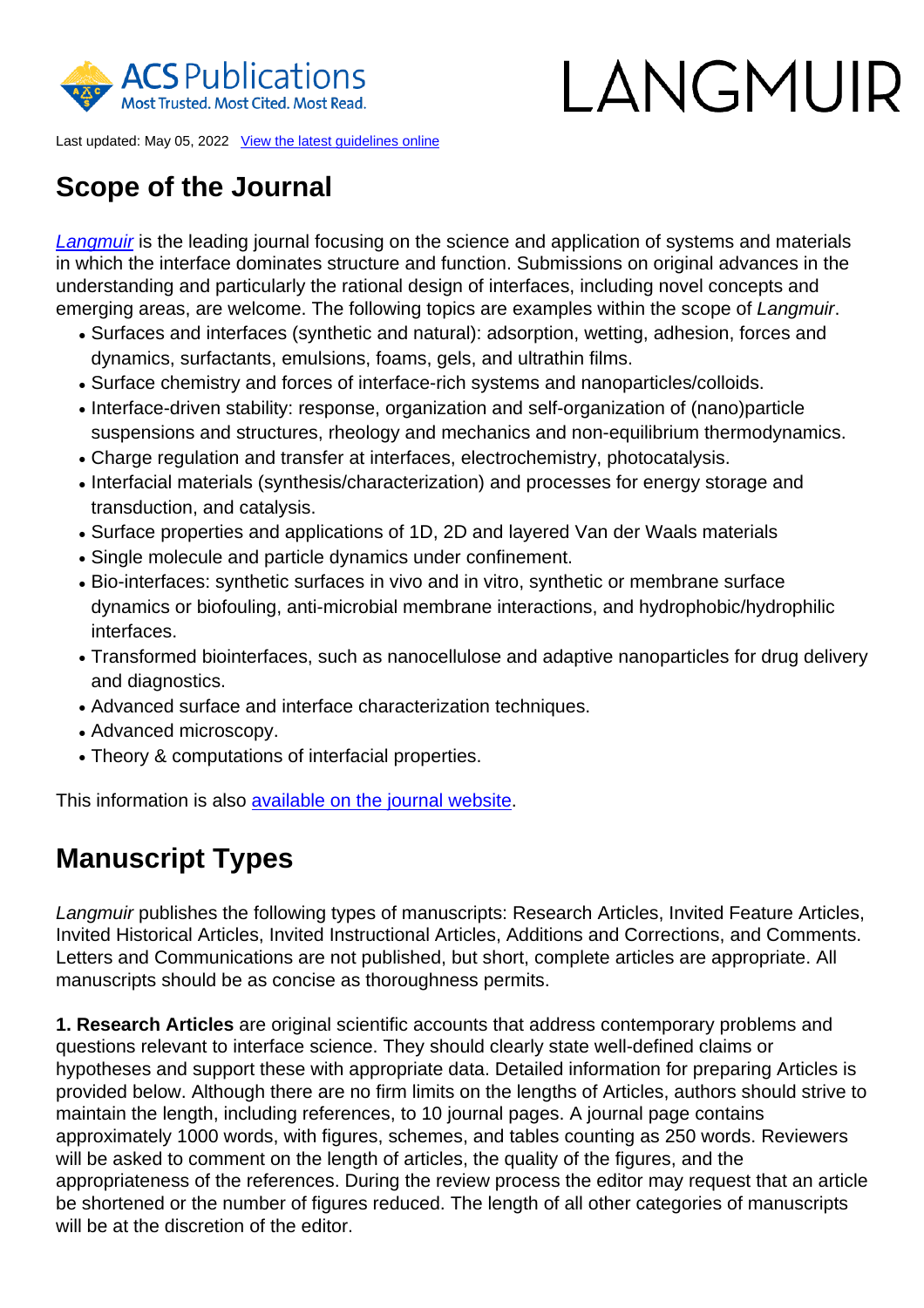Last updated: May 05, 2022 View the latest guidelines online

# Scope of the Journal

*Langmuir* is the leading journal focusing on the science and application of systems and materials in which the interface dominates structure and function. Submissions on original advances in the understanding and particularly the rational design of interfaces, including novel concepts and emerging areas, are welcome. The following topics are examples within the scope of *Langmuir*.

- Surfaces and interfaces (synthetic and natural): adsorption, wetting, adhesion, forces and dynamics, surfactants, emulsions, foams, gels, and ultrathin films.
- Surface chemistry and forces of interface-rich systems and nanoparticles/colloids.
- Interface-driven stability: response, organization and self-organization of (nano)particle suspensions and structures, rheology and mechanics and non-equilibrium thermodynamics.
- Charge regulation and transfer at interfaces, electrochemistry, photocatalysis.
- Interfacial materials (synthesis/characterization) and processes for energy storage and transduction, and catalysis.
- Surface properties and applications of 1D, 2D and layered Van der Waals materials
- Single molecule and particle dynamics under confinement.
- Bio-interfaces: synthetic surfaces in vivo and in vitro, synthetic or membrane surface dynamics or biofouling, anti-microbial membrane interactions, and hydrophobic/hydrophilic interfaces.
- Transformed biointerfaces, such as nanocellulose and adaptive nanoparticles for drug delivery and diagnostics.
- Advanced surface and interface characterization techniques.
- Advanced microscopy.
- Theory & computations of interfacial properties.

This information is also available on the journal website.

# Manuscript Types

*Langmuir* publishes the following types of manuscripts: Research Articles, Invited Feature Articles, Invited Historical Articles, Invited Instructional Articles, Additions and Corrections, and Comments. Letters and Communications are not published, but short, complete articles are appropriate. All manuscripts should be as concise as thoroughness permits.

**1. Research Articles** are original scientific accounts that address contemporary problems and questions relevant to interface science. They should clearly state well-defined claims or hypotheses and support these with appropriate data. Detailed information for preparing Articles is provided below. Although there are no firm limits on the lengths of Articles, authors should strive to maintain the length, including references, to 10 journal pages. A journal page contains approximately 1000 words, with figures, schemes, and tables counting as 250 words. Reviewers will be asked to comment on the length of articles, the quality of the figures, and the appropriateness of the references. During the review process the editor may request that an article be shortened or the number of figures reduced. The length of all other categories of manuscripts will be at the discretion of the editor.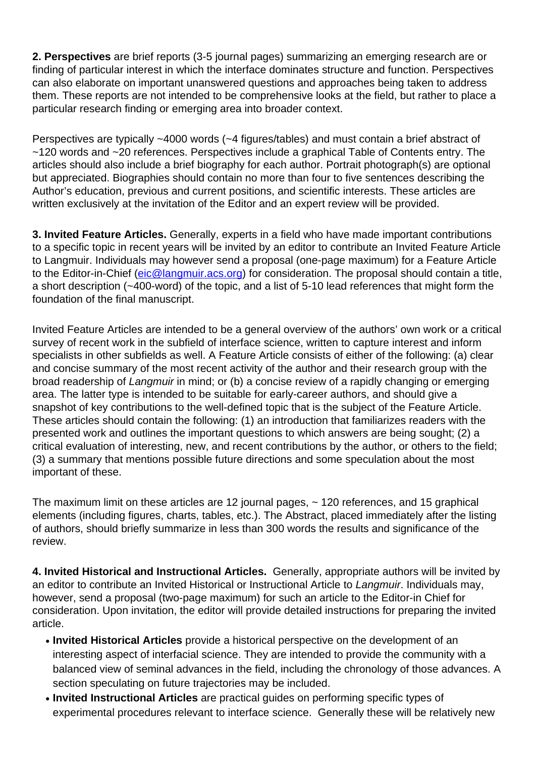**2. Perspectives** are brief reports (3-5 journal pages) summarizing an emerging research are or finding of particular interest in which the interface dominates structure and function. Perspectives can also elaborate on important unanswered questions and approaches being taken to address them. These reports are not intended to be comprehensive looks at the field, but rather to place a particular research finding or emerging area into broader context.

Perspectives are typically ~4000 words (~4 figures/tables) and must contain a brief abstract of ~120 words and ~20 references. Perspectives include a graphical Table of Contents entry. The articles should also include a brief biography for each author. Portrait photograph(s) are optional but appreciated. Biographies should contain no more than four to five sentences describing the Author's education, previous and current positions, and scientific interests. These articles are written exclusively at the invitation of the Editor and an expert review will be provided.

**3. Invited Feature Articles.** Generally, experts in a field who have made important contributions to a specific topic in recent years will be invited by an editor to contribute an Invited Feature Article to Langmuir. Individuals may however send a proposal (one-page maximum) for a Feature Article to the Editor-in-Chief (eic@langmuir.acs.org) for consideration. The proposal should contain a title, a short description (~400-word) of the topic, and a list of 5-10 lead references that might form the foundation of the final manuscript.

Invited Feature Articles are intended to be a general overview of the authors' own work or a critical survey of recent work in the subfield of interface science, written to capture interest and inform specialists in other subfields as well. A Feature Article consists of either of the following: (a) clear and concise summary of the most recent activity of the author and their research group with the broad readership of *Langmuir* in mind; or (b) a concise review of a rapidly changing or emerging area. The latter type is intended to be suitable for early-career authors, and should give a snapshot of key contributions to the well-defined topic that is the subject of the Feature Article. These articles should contain the following: (1) an introduction that familiarizes readers with the presented work and outlines the important questions to which answers are being sought; (2) a critical evaluation of interesting, new, and recent contributions by the author, or others to the field; (3) a summary that mentions possible future directions and some speculation about the most important of these.

The maximum limit on these articles are 12 journal pages, ~ 120 references, and 15 graphical elements (including figures, charts, tables, etc.). The Abstract, placed immediately after the listing of authors, should briefly summarize in less than 300 words the results and significance of the review.

**4. Invited Historical and Instructional Articles.** Generally, appropriate authors will be invited by an editor to contribute an Invited Historical or Instructional Article to *Langmuir*. Individuals may, however, send a proposal (two-page maximum) for such an article to the Editor-in Chief for consideration. Upon invitation, the editor will provide detailed instructions for preparing the invited article.

- **Invited Historical Articles** provide a historical perspective on the development of an interesting aspect of interfacial science. They are intended to provide the community with a balanced view of seminal advances in the field, including the chronology of those advances. A section speculating on future trajectories may be included.
- **Invited Instructional Articles** are practical guides on performing specific types of experimental procedures relevant to interface science. Generally these will be relatively new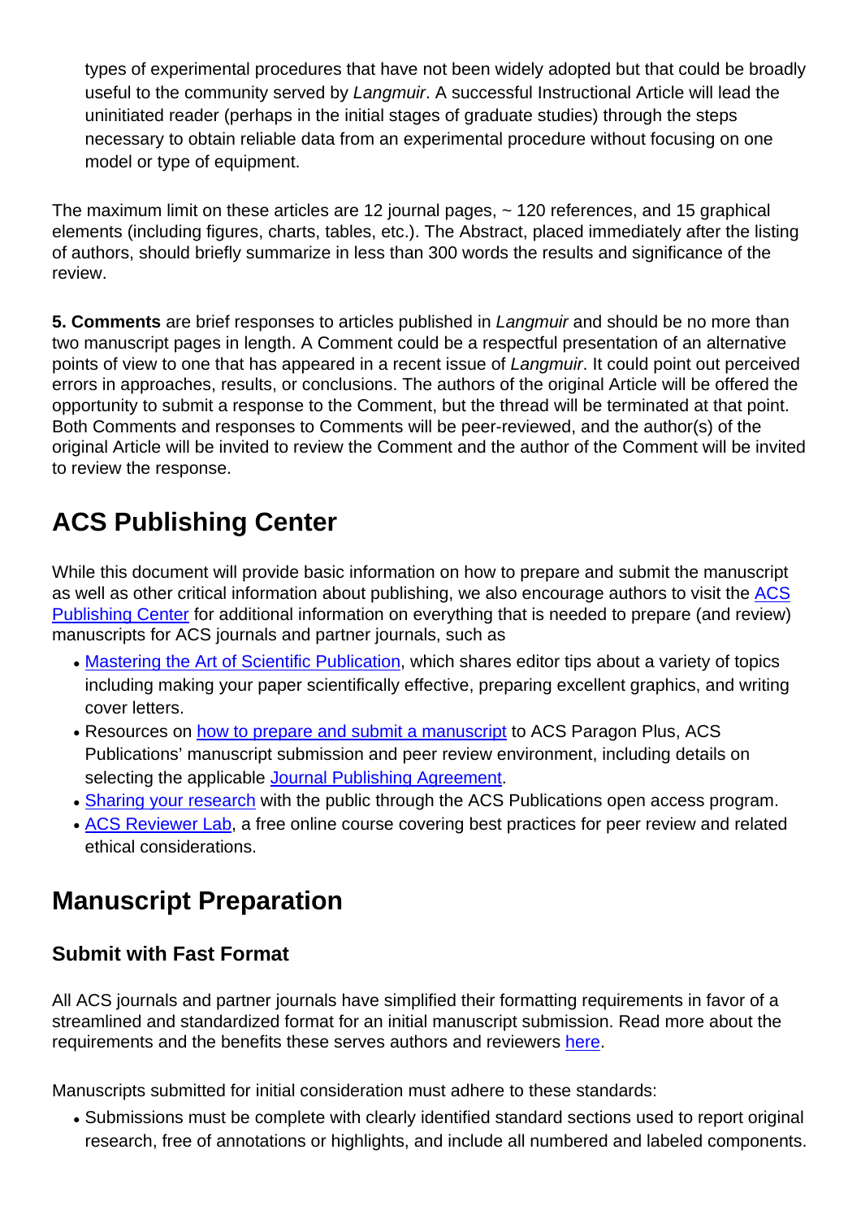types of experimental procedures that have not been widely adopted but that could be broadly useful to the community served by *Langmuir*. A successful Instructional Article will lead the uninitiated reader (perhaps in the initial stages of graduate studies) through the steps necessary to obtain reliable data from an experimental procedure without focusing on one model or type of equipment.

The maximum limit on these articles are 12 journal pages, ~ 120 references, and 15 graphical elements (including figures, charts, tables, etc.). The Abstract, placed immediately after the listing of authors, should briefly summarize in less than 300 words the results and significance of the review.

**5. Comments** are brief responses to articles published in *Langmuir* and should be no more than two manuscript pages in length. A Comment could be a respectful presentation of an alternative points of view to one that has appeared in a recent issue of *Langmuir*. It could point out perceived errors in approaches, results, or conclusions. The authors of the original Article will be offered the opportunity to submit a response to the Comment, but the thread will be terminated at that point. Both Comments and responses to Comments will be peer-reviewed, and the author(s) of the original Article will be invited to review the Comment and the author of the Comment will be invited to review the response.

## ACS Publishing Center

While this document will provide basic information on how to prepare and submit the manuscript as well as other critical information about publishing, we also encourage authors to visit the ACS Publishing Center for additional information on everything that is needed to prepare (and review) manuscripts for ACS journals and partner journals, such as

- Mastering the Art of Scientific Publication, which shares editor tips about a variety of topics including making your paper scientifically effective, preparing excellent graphics, and writing cover letters.
- Resources on how to prepare and submit a manuscript to ACS Paragon Plus, ACS Publications' manuscript submission and peer review environment, including details on selecting the applicable Journal Publishing Agreement.
- Sharing your research with the public through the ACS Publications open access program.
- ACS Reviewer Lab, a free online course covering best practices for peer review and related ethical considerations.

## Manuscript Preparation

### Submit with Fast Format

All ACS journals and partner journals have simplified their formatting requirements in favor of a streamlined and standardized format for an initial manuscript submission. Read more about the requirements and the benefits these serves authors and reviewers here.

Manuscripts submitted for initial consideration must adhere to these standards:

- Submissions must be complete with clearly identified standard sections used to report original research, free of annotations or highlights, and include all numbered and labeled components.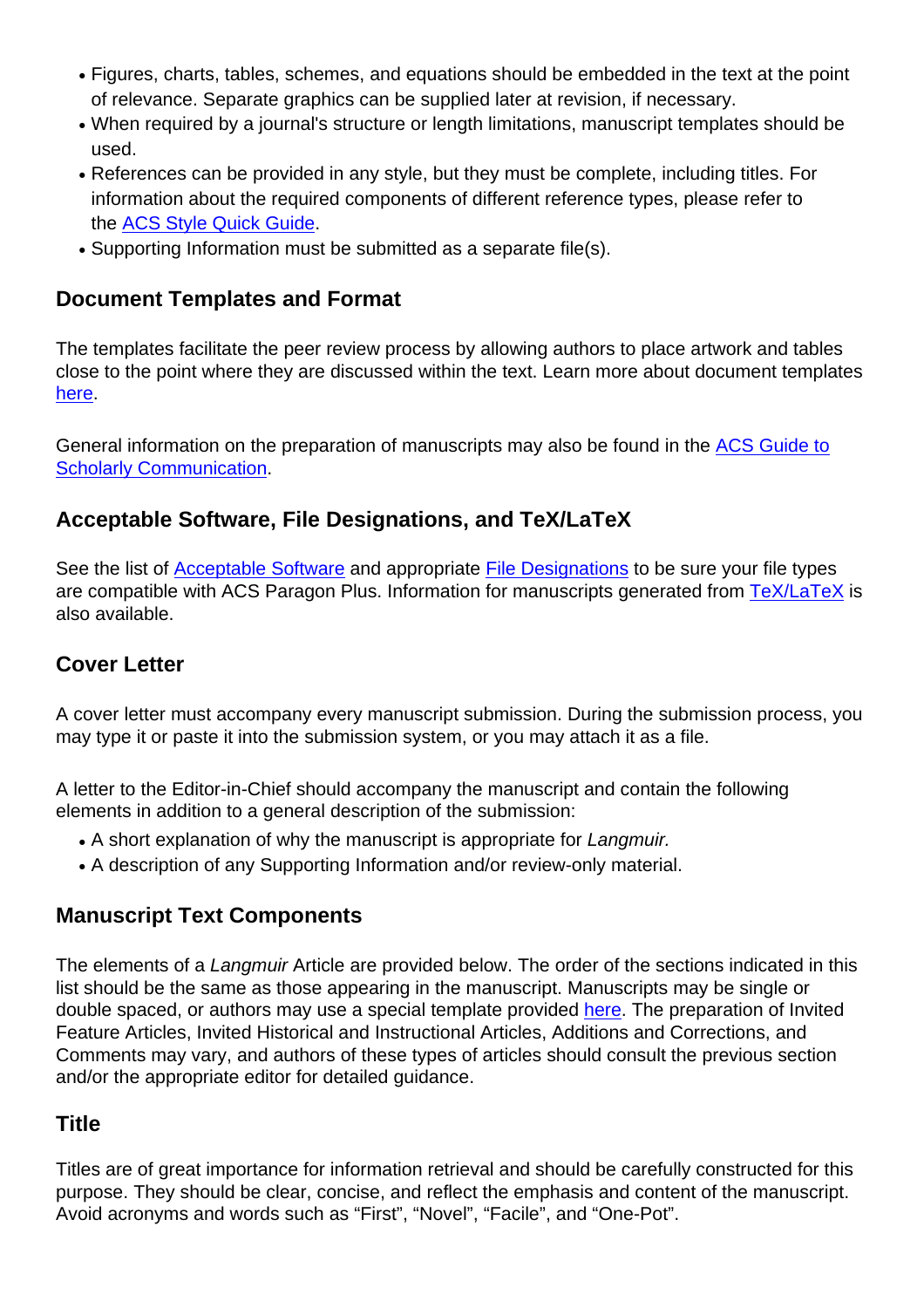- Figures, charts, tables, schemes, and equations should be embedded in the text at the point of relevance. Separate graphics can be supplied later at revision, if necessary.
- When required by a journal's structure or length limitations, manuscript templates should be used.
- References can be provided in any style, but they must be complete, including titles. For information about the required components of different reference types, please refer to the ACS Style Quick Guide.
- Supporting Information must be submitted as a separate file(s).

## Document Templates and Format

The templates facilitate the peer review process by allowing authors to place artwork and tables close to the point where they are discussed within the text. Learn more about document templates here.

General information on the preparation of manuscripts may also be found in the ACS Guide to Scholarly Communication.

## Acceptable Software, File Designations, and TeX/LaTeX

See the list of Acceptable Software and appropriate File Designations to be sure your file types are compatible with ACS Paragon Plus. Information for manuscripts generated from TeX/LaTeX is also available.

## Cover Letter

A cover letter must accompany every manuscript submission. During the submission process, you may type it or paste it into the submission system, or you may attach it as a file.

A letter to the Editor-in-Chief should accompany the manuscript and contain the following elements in addition to a general description of the submission:

- A short explanation of why the manuscript is appropriate for *Langmuir.*
- A description of any Supporting Information and/or review-only material.

## Manuscript Text Components

The elements of a *Langmuir* Article are provided below. The order of the sections indicated in this list should be the same as those appearing in the manuscript. Manuscripts may be single or double spaced, or authors may use a special template provided here. The preparation of Invited Feature Articles, Invited Historical and Instructional Articles, Additions and Corrections, and Comments may vary, and authors of these types of articles should consult the previous section and/or the appropriate editor for detailed guidance.

## Title

Titles are of great importance for information retrieval and should be carefully constructed for this purpose. They should be clear, concise, and reflect the emphasis and content of the manuscript. Avoid acronyms and words such as “First”, “Novel”, “Facile”, and “One-Pot”.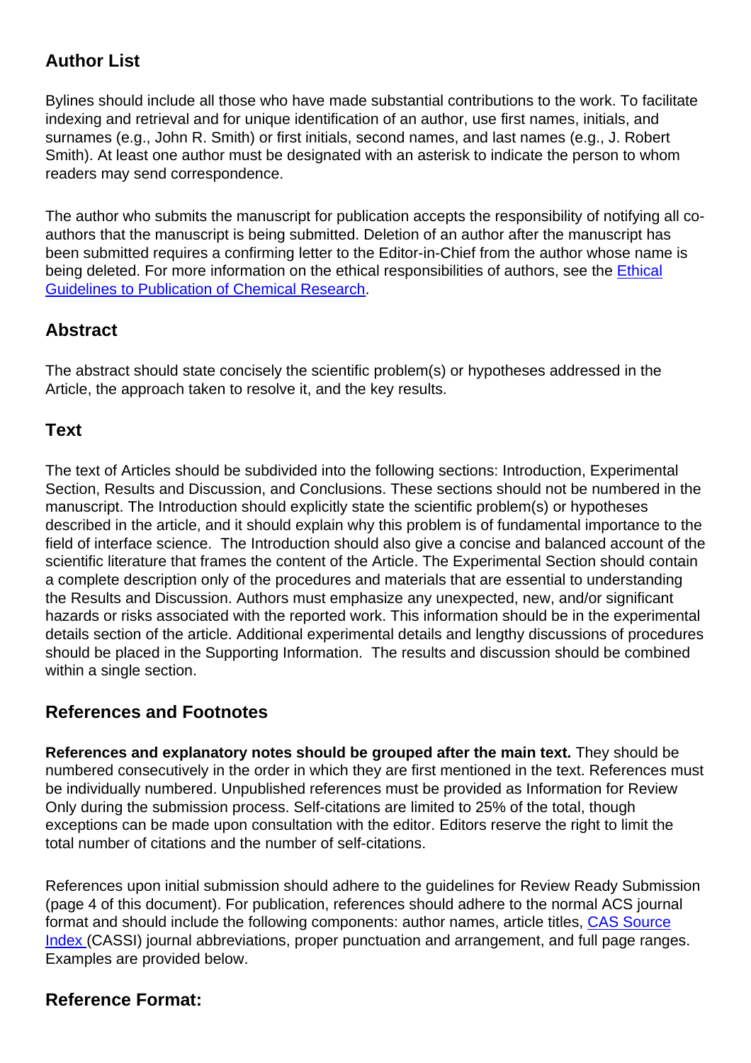## Author List

Bylines should include all those who have made substantial contributions to the work. To facilitate indexing and retrieval and for unique identification of an author, use first names, initials, and surnames (e.g., John R. Smith) or first initials, second names, and last names (e.g., J. Robert Smith). At least one author must be designated with an asterisk to indicate the person to whom readers may send correspondence.

The author who submits the manuscript for publication accepts the responsibility of notifying all co-authors that the manuscript is being submitted. Deletion of an author after the manuscript has been submitted requires a confirming letter to the Editor-in-Chief from the author whose name is being deleted. For more information on the ethical responsibilities of authors, see the Ethical Guidelines to Publication of Chemical Research.

## Abstract

The abstract should state concisely the scientific problem(s) or hypotheses addressed in the Article, the approach taken to resolve it, and the key results.

## Text

The text of Articles should be subdivided into the following sections: Introduction, Experimental Section, Results and Discussion, and Conclusions. These sections should not be numbered in the manuscript. The Introduction should explicitly state the scientific problem(s) or hypotheses described in the article, and it should explain why this problem is of fundamental importance to the field of interface science. The Introduction should also give a concise and balanced account of the scientific literature that frames the content of the Article. The Experimental Section should contain a complete description only of the procedures and materials that are essential to understanding the Results and Discussion. Authors must emphasize any unexpected, new, and/or significant hazards or risks associated with the reported work. This information should be in the experimental details section of the article. Additional experimental details and lengthy discussions of procedures should be placed in the Supporting Information. The results and discussion should be combined within a single section.

## References and Footnotes

**References and explanatory notes should be grouped after the main text.** They should be numbered consecutively in the order in which they are first mentioned in the text. References must be individually numbered. Unpublished references must be provided as Information for Review Only during the submission process. Self-citations are limited to 25% of the total, though exceptions can be made upon consultation with the editor. Editors reserve the right to limit the total number of citations and the number of self-citations.

References upon initial submission should adhere to the guidelines for Review Ready Submission (page 4 of this document). For publication, references should adhere to the normal ACS journal format and should include the following components: author names, article titles, CAS Source Index (CASSI) journal abbreviations, proper punctuation and arrangement, and full page ranges. Examples are provided below.

## Reference Format: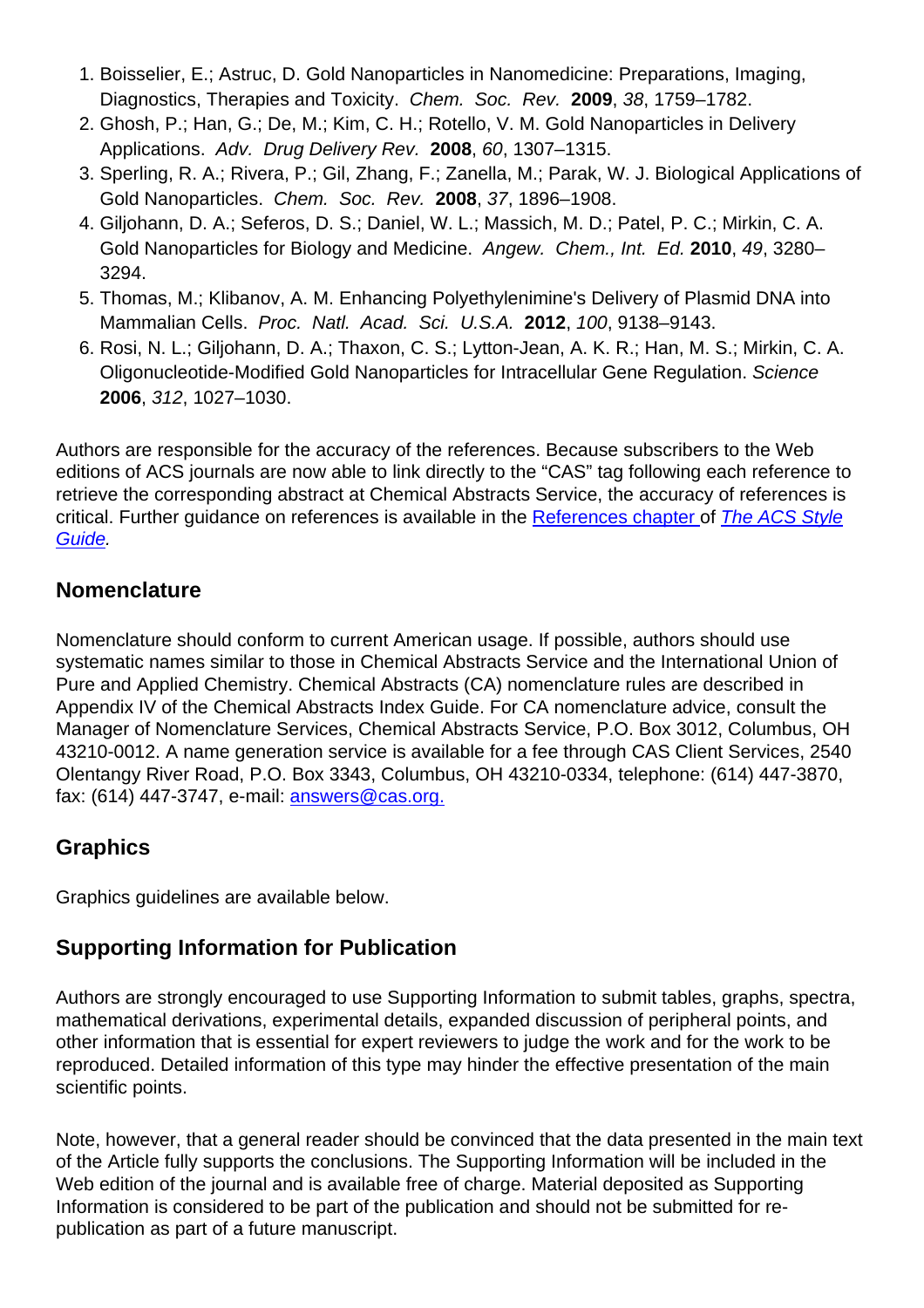1. Boisselier, E.; Astruc, D. Gold Nanoparticles in Nanomedicine: Preparations, Imaging, Diagnostics, Therapies and Toxicity. *Chem. Soc. Rev.* **2009**, *38*, 1759–1782.
2. Ghosh, P.; Han, G.; De, M.; Kim, C. H.; Rotello, V. M. Gold Nanoparticles in Delivery Applications. *Adv. Drug Delivery Rev.* **2008**, *60*, 1307–1315.
3. Sperling, R. A.; Rivera, P.; Gil, Zhang, F.; Zanella, M.; Parak, W. J. Biological Applications of Gold Nanoparticles. *Chem. Soc. Rev.* **2008**, *37*, 1896–1908.
4. Giljohann, D. A.; Seferos, D. S.; Daniel, W. L.; Massich, M. D.; Patel, P. C.; Mirkin, C. A. Gold Nanoparticles for Biology and Medicine. *Angew. Chem., Int. Ed.* **2010**, *49*, 3280–3294.
5. Thomas, M.; Klibanov, A. M. Enhancing Polyethylenimine's Delivery of Plasmid DNA into Mammalian Cells. *Proc. Natl. Acad. Sci. U.S.A.* **2012**, *100*, 9138–9143.
6. Rosi, N. L.; Giljohann, D. A.; Thaxon, C. S.; Lytton-Jean, A. K. R.; Han, M. S.; Mirkin, C. A. Oligonucleotide-Modified Gold Nanoparticles for Intracellular Gene Regulation. *Science* **2006**, *312*, 1027–1030.

Authors are responsible for the accuracy of the references. Because subscribers to the Web editions of ACS journals are now able to link directly to the "CAS" tag following each reference to retrieve the corresponding abstract at Chemical Abstracts Service, the accuracy of references is critical. Further guidance on references is available in the References chapter of *The ACS Style Guide*.

## Nomenclature

Nomenclature should conform to current American usage. If possible, authors should use systematic names similar to those in Chemical Abstracts Service and the International Union of Pure and Applied Chemistry. Chemical Abstracts (CA) nomenclature rules are described in Appendix IV of the Chemical Abstracts Index Guide. For CA nomenclature advice, consult the Manager of Nomenclature Services, Chemical Abstracts Service, P.O. Box 3012, Columbus, OH 43210-0012. A name generation service is available for a fee through CAS Client Services, 2540 Olentangy River Road, P.O. Box 3343, Columbus, OH 43210-0334, telephone: (614) 447-3870, fax: (614) 447-3747, e-mail: answers@cas.org.

## Graphics

Graphics guidelines are available below.

## Supporting Information for Publication

Authors are strongly encouraged to use Supporting Information to submit tables, graphs, spectra, mathematical derivations, experimental details, expanded discussion of peripheral points, and other information that is essential for expert reviewers to judge the work and for the work to be reproduced. Detailed information of this type may hinder the effective presentation of the main scientific points.

Note, however, that a general reader should be convinced that the data presented in the main text of the Article fully supports the conclusions. The Supporting Information will be included in the Web edition of the journal and is available free of charge. Material deposited as Supporting Information is considered to be part of the publication and should not be submitted for re-publication as part of a future manuscript.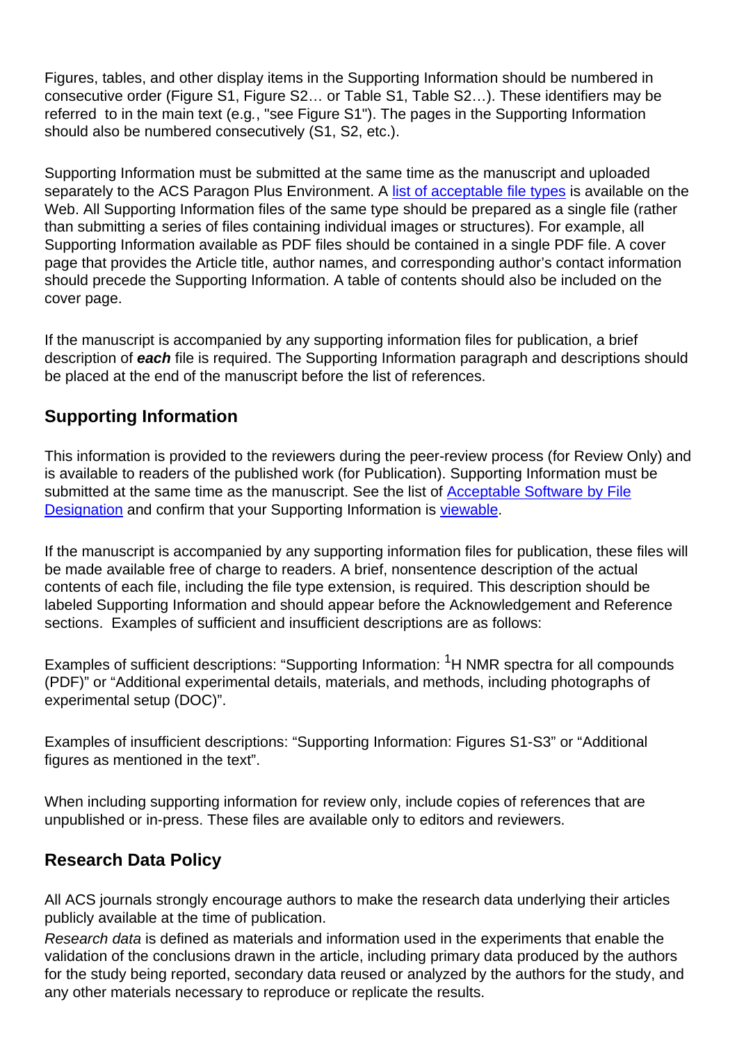Figures, tables, and other display items in the Supporting Information should be numbered in consecutive order (Figure S1, Figure S2… or Table S1, Table S2…). These identifiers may be referred to in the main text (e.g., "see Figure S1"). The pages in the Supporting Information should also be numbered consecutively (S1, S2, etc.).

Supporting Information must be submitted at the same time as the manuscript and uploaded separately to the ACS Paragon Plus Environment. A list of acceptable file types is available on the Web. All Supporting Information files of the same type should be prepared as a single file (rather than submitting a series of files containing individual images or structures). For example, all Supporting Information available as PDF files should be contained in a single PDF file. A cover page that provides the Article title, author names, and corresponding author's contact information should precede the Supporting Information. A table of contents should also be included on the cover page.

If the manuscript is accompanied by any supporting information files for publication, a brief description of ***each*** file is required. The Supporting Information paragraph and descriptions should be placed at the end of the manuscript before the list of references.

## Supporting Information

This information is provided to the reviewers during the peer-review process (for Review Only) and is available to readers of the published work (for Publication). Supporting Information must be submitted at the same time as the manuscript. See the list of Acceptable Software by File Designation and confirm that your Supporting Information is viewable.

If the manuscript is accompanied by any supporting information files for publication, these files will be made available free of charge to readers. A brief, nonsentence description of the actual contents of each file, including the file type extension, is required. This description should be labeled Supporting Information and should appear before the Acknowledgement and Reference sections. Examples of sufficient and insufficient descriptions are as follows:

Examples of sufficient descriptions: "Supporting Information: $^{1}$H NMR spectra for all compounds (PDF)" or "Additional experimental details, materials, and methods, including photographs of experimental setup (DOC)".

Examples of insufficient descriptions: "Supporting Information: Figures S1-S3" or "Additional figures as mentioned in the text".

When including supporting information for review only, include copies of references that are unpublished or in-press. These files are available only to editors and reviewers.

## Research Data Policy

All ACS journals strongly encourage authors to make the research data underlying their articles publicly available at the time of publication.

*Research data* is defined as materials and information used in the experiments that enable the validation of the conclusions drawn in the article, including primary data produced by the authors for the study being reported, secondary data reused or analyzed by the authors for the study, and any other materials necessary to reproduce or replicate the results.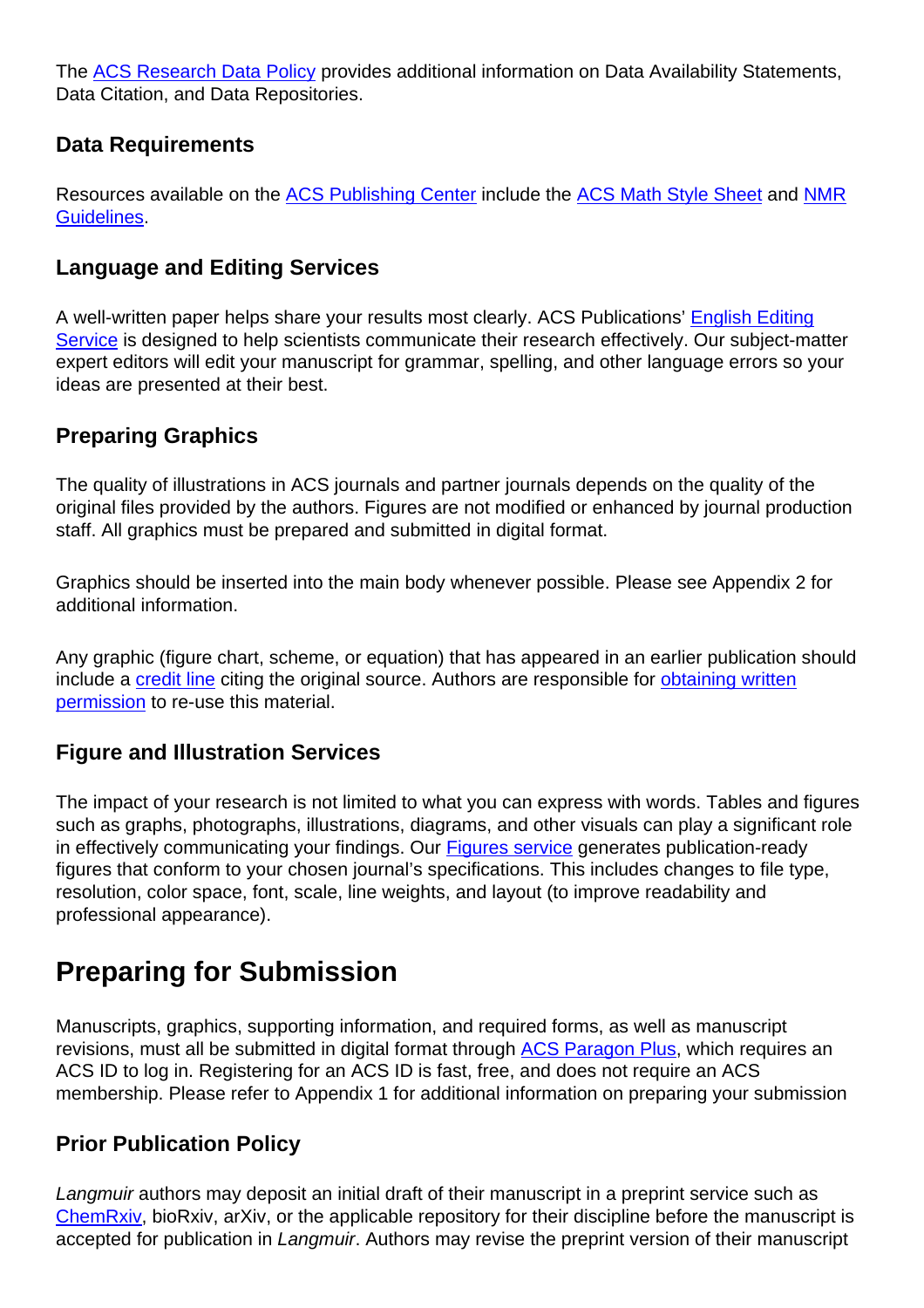The ACS Research Data Policy provides additional information on Data Availability Statements, Data Citation, and Data Repositories.

### Data Requirements

Resources available on the ACS Publishing Center include the ACS Math Style Sheet and NMR Guidelines.

### Language and Editing Services

A well-written paper helps share your results most clearly. ACS Publications' English Editing Service is designed to help scientists communicate their research effectively. Our subject-matter expert editors will edit your manuscript for grammar, spelling, and other language errors so your ideas are presented at their best.

### Preparing Graphics

The quality of illustrations in ACS journals and partner journals depends on the quality of the original files provided by the authors. Figures are not modified or enhanced by journal production staff. All graphics must be prepared and submitted in digital format.

Graphics should be inserted into the main body whenever possible. Please see Appendix 2 for additional information.

Any graphic (figure chart, scheme, or equation) that has appeared in an earlier publication should include a credit line citing the original source. Authors are responsible for obtaining written permission to re-use this material.

### Figure and Illustration Services

The impact of your research is not limited to what you can express with words. Tables and figures such as graphs, photographs, illustrations, diagrams, and other visuals can play a significant role in effectively communicating your findings. Our Figures service generates publication-ready figures that conform to your chosen journal's specifications. This includes changes to file type, resolution, color space, font, scale, line weights, and layout (to improve readability and professional appearance).

## Preparing for Submission

Manuscripts, graphics, supporting information, and required forms, as well as manuscript revisions, must all be submitted in digital format through ACS Paragon Plus, which requires an ACS ID to log in. Registering for an ACS ID is fast, free, and does not require an ACS membership. Please refer to Appendix 1 for additional information on preparing your submission

### Prior Publication Policy

*Langmuir* authors may deposit an initial draft of their manuscript in a preprint service such as ChemRxiv, bioRxiv, arXiv, or the applicable repository for their discipline before the manuscript is accepted for publication in *Langmuir*. Authors may revise the preprint version of their manuscript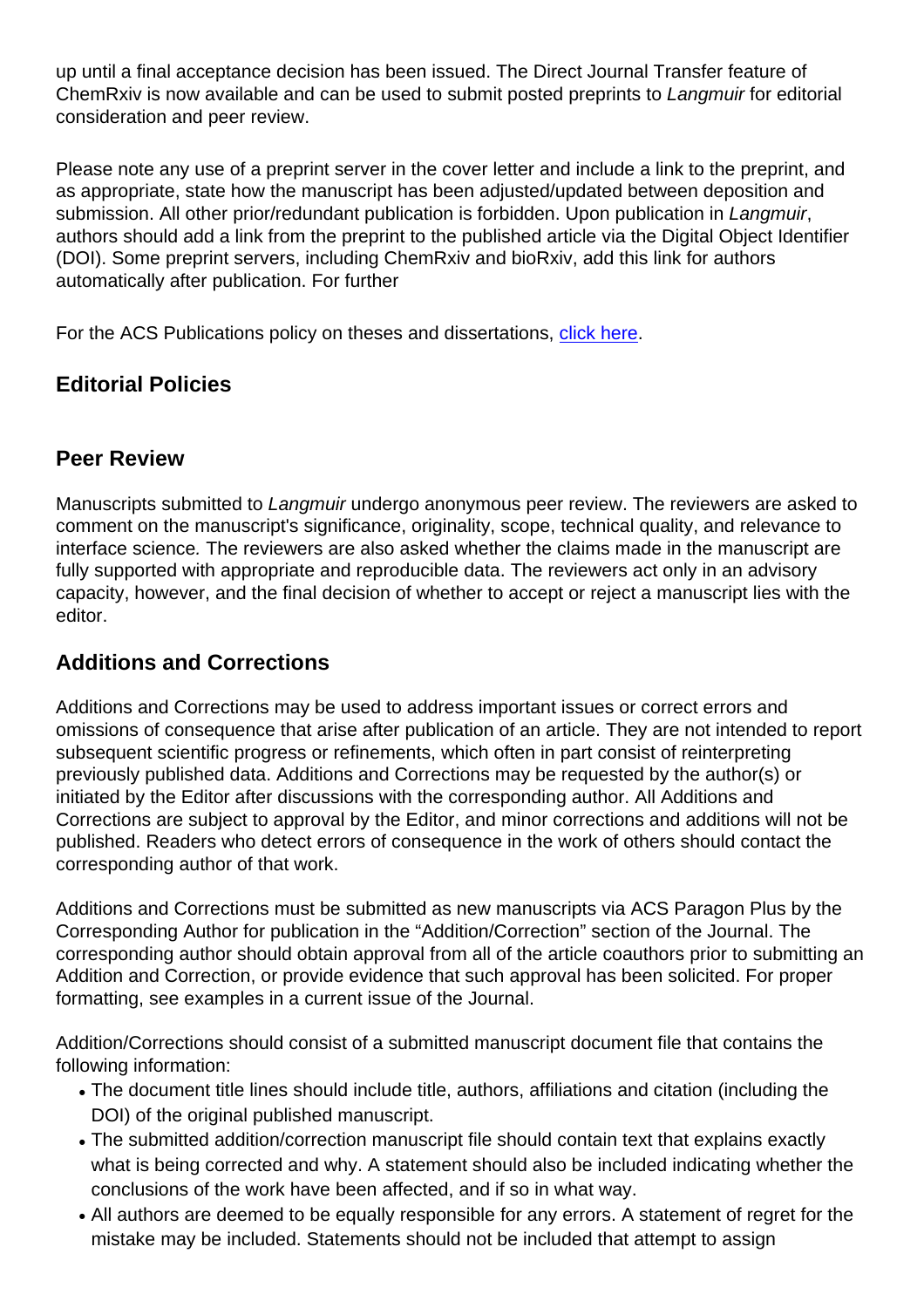up until a final acceptance decision has been issued. The Direct Journal Transfer feature of ChemRxiv is now available and can be used to submit posted preprints to *Langmuir* for editorial consideration and peer review.

Please note any use of a preprint server in the cover letter and include a link to the preprint, and as appropriate, state how the manuscript has been adjusted/updated between deposition and submission. All other prior/redundant publication is forbidden. Upon publication in *Langmuir*, authors should add a link from the preprint to the published article via the Digital Object Identifier (DOI). Some preprint servers, including ChemRxiv and bioRxiv, add this link for authors automatically after publication. For further

For the ACS Publications policy on theses and dissertations, click here.

## Editorial Policies

### Peer Review

Manuscripts submitted to *Langmuir* undergo anonymous peer review. The reviewers are asked to comment on the manuscript's significance, originality, scope, technical quality, and relevance to interface science. The reviewers are also asked whether the claims made in the manuscript are fully supported with appropriate and reproducible data. The reviewers act only in an advisory capacity, however, and the final decision of whether to accept or reject a manuscript lies with the editor.

### Additions and Corrections

Additions and Corrections may be used to address important issues or correct errors and omissions of consequence that arise after publication of an article. They are not intended to report subsequent scientific progress or refinements, which often in part consist of reinterpreting previously published data. Additions and Corrections may be requested by the author(s) or initiated by the Editor after discussions with the corresponding author. All Additions and Corrections are subject to approval by the Editor, and minor corrections and additions will not be published. Readers who detect errors of consequence in the work of others should contact the corresponding author of that work.

Additions and Corrections must be submitted as new manuscripts via ACS Paragon Plus by the Corresponding Author for publication in the "Addition/Correction" section of the Journal. The corresponding author should obtain approval from all of the article coauthors prior to submitting an Addition and Correction, or provide evidence that such approval has been solicited. For proper formatting, see examples in a current issue of the Journal.

Addition/Corrections should consist of a submitted manuscript document file that contains the following information:

- The document title lines should include title, authors, affiliations and citation (including the DOI) of the original published manuscript.
- The submitted addition/correction manuscript file should contain text that explains exactly what is being corrected and why. A statement should also be included indicating whether the conclusions of the work have been affected, and if so in what way.
- All authors are deemed to be equally responsible for any errors. A statement of regret for the mistake may be included. Statements should not be included that attempt to assign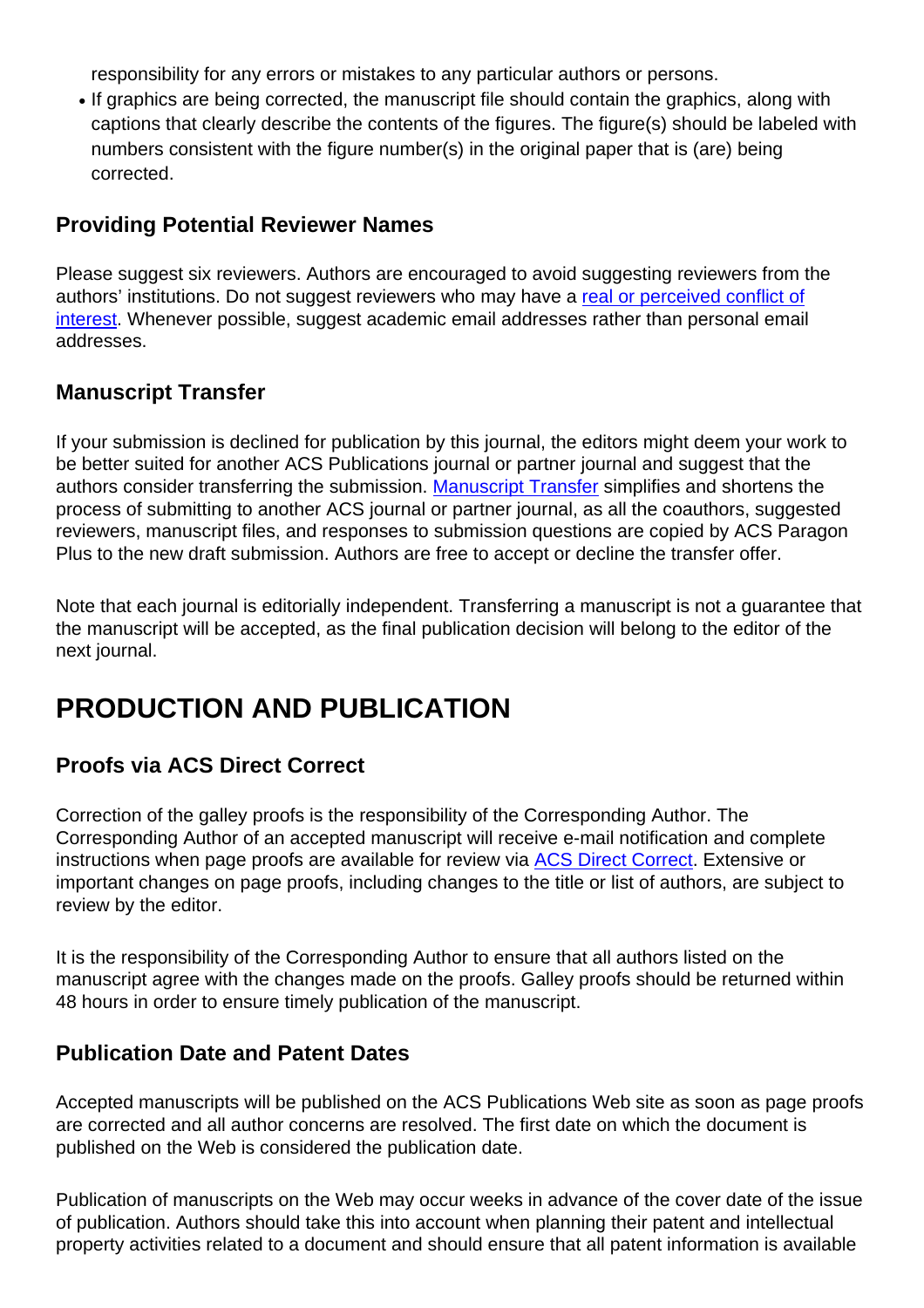responsibility for any errors or mistakes to any particular authors or persons.

- If graphics are being corrected, the manuscript file should contain the graphics, along with captions that clearly describe the contents of the figures. The figure(s) should be labeled with numbers consistent with the figure number(s) in the original paper that is (are) being corrected.

### Providing Potential Reviewer Names

Please suggest six reviewers. Authors are encouraged to avoid suggesting reviewers from the authors' institutions. Do not suggest reviewers who may have a real or perceived conflict of interest. Whenever possible, suggest academic email addresses rather than personal email addresses.

### Manuscript Transfer

If your submission is declined for publication by this journal, the editors might deem your work to be better suited for another ACS Publications journal or partner journal and suggest that the authors consider transferring the submission. Manuscript Transfer simplifies and shortens the process of submitting to another ACS journal or partner journal, as all the coauthors, suggested reviewers, manuscript files, and responses to submission questions are copied by ACS Paragon Plus to the new draft submission. Authors are free to accept or decline the transfer offer.

Note that each journal is editorially independent. Transferring a manuscript is not a guarantee that the manuscript will be accepted, as the final publication decision will belong to the editor of the next journal.

## PRODUCTION AND PUBLICATION

### Proofs via ACS Direct Correct

Correction of the galley proofs is the responsibility of the Corresponding Author. The Corresponding Author of an accepted manuscript will receive e-mail notification and complete instructions when page proofs are available for review via ACS Direct Correct. Extensive or important changes on page proofs, including changes to the title or list of authors, are subject to review by the editor.

It is the responsibility of the Corresponding Author to ensure that all authors listed on the manuscript agree with the changes made on the proofs. Galley proofs should be returned within 48 hours in order to ensure timely publication of the manuscript.

### Publication Date and Patent Dates

Accepted manuscripts will be published on the ACS Publications Web site as soon as page proofs are corrected and all author concerns are resolved. The first date on which the document is published on the Web is considered the publication date.

Publication of manuscripts on the Web may occur weeks in advance of the cover date of the issue of publication. Authors should take this into account when planning their patent and intellectual property activities related to a document and should ensure that all patent information is available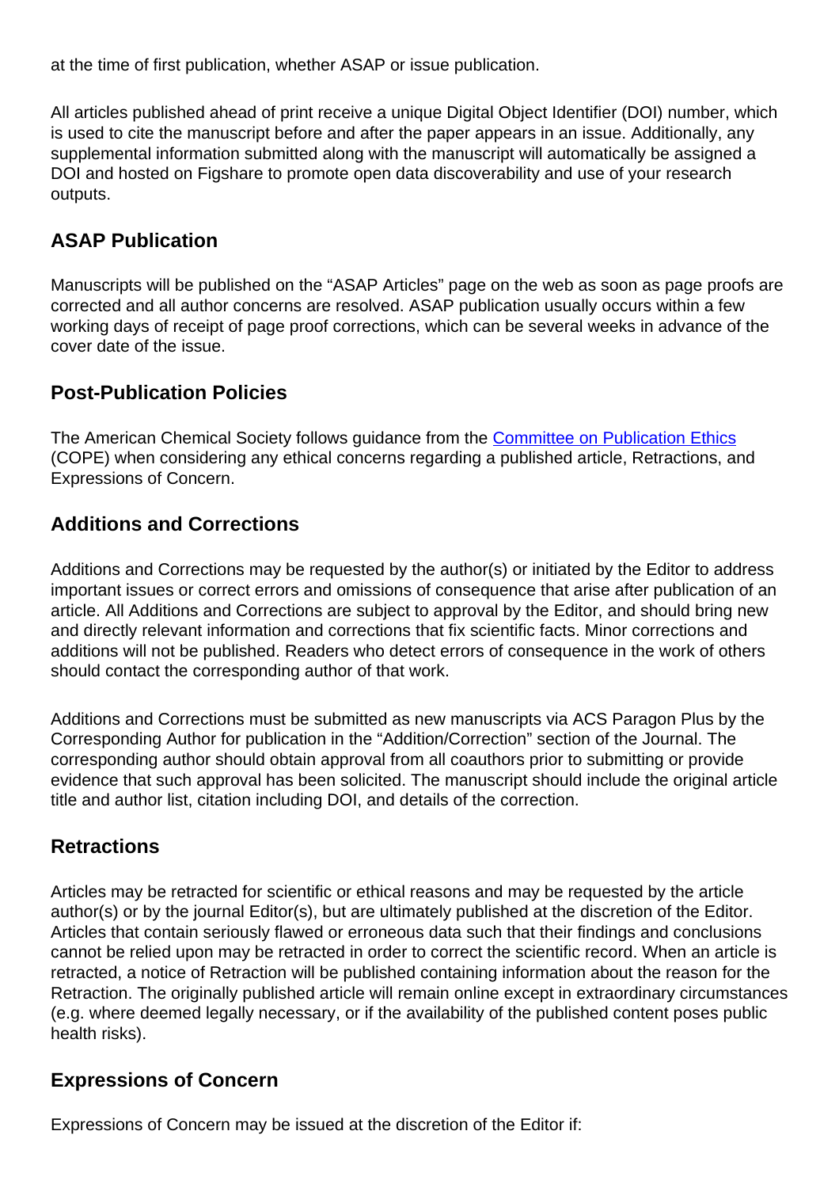at the time of first publication, whether ASAP or issue publication.

All articles published ahead of print receive a unique Digital Object Identifier (DOI) number, which is used to cite the manuscript before and after the paper appears in an issue. Additionally, any supplemental information submitted along with the manuscript will automatically be assigned a DOI and hosted on Figshare to promote open data discoverability and use of your research outputs.

## ASAP Publication

Manuscripts will be published on the “ASAP Articles” page on the web as soon as page proofs are corrected and all author concerns are resolved. ASAP publication usually occurs within a few working days of receipt of page proof corrections, which can be several weeks in advance of the cover date of the issue.

## Post-Publication Policies

The American Chemical Society follows guidance from the Committee on Publication Ethics (COPE) when considering any ethical concerns regarding a published article, Retractions, and Expressions of Concern.

## Additions and Corrections

Additions and Corrections may be requested by the author(s) or initiated by the Editor to address important issues or correct errors and omissions of consequence that arise after publication of an article. All Additions and Corrections are subject to approval by the Editor, and should bring new and directly relevant information and corrections that fix scientific facts. Minor corrections and additions will not be published. Readers who detect errors of consequence in the work of others should contact the corresponding author of that work.

Additions and Corrections must be submitted as new manuscripts via ACS Paragon Plus by the Corresponding Author for publication in the “Addition/Correction” section of the Journal. The corresponding author should obtain approval from all coauthors prior to submitting or provide evidence that such approval has been solicited. The manuscript should include the original article title and author list, citation including DOI, and details of the correction.

## Retractions

Articles may be retracted for scientific or ethical reasons and may be requested by the article author(s) or by the journal Editor(s), but are ultimately published at the discretion of the Editor. Articles that contain seriously flawed or erroneous data such that their findings and conclusions cannot be relied upon may be retracted in order to correct the scientific record. When an article is retracted, a notice of Retraction will be published containing information about the reason for the Retraction. The originally published article will remain online except in extraordinary circumstances (e.g. where deemed legally necessary, or if the availability of the published content poses public health risks).

## Expressions of Concern

Expressions of Concern may be issued at the discretion of the Editor if: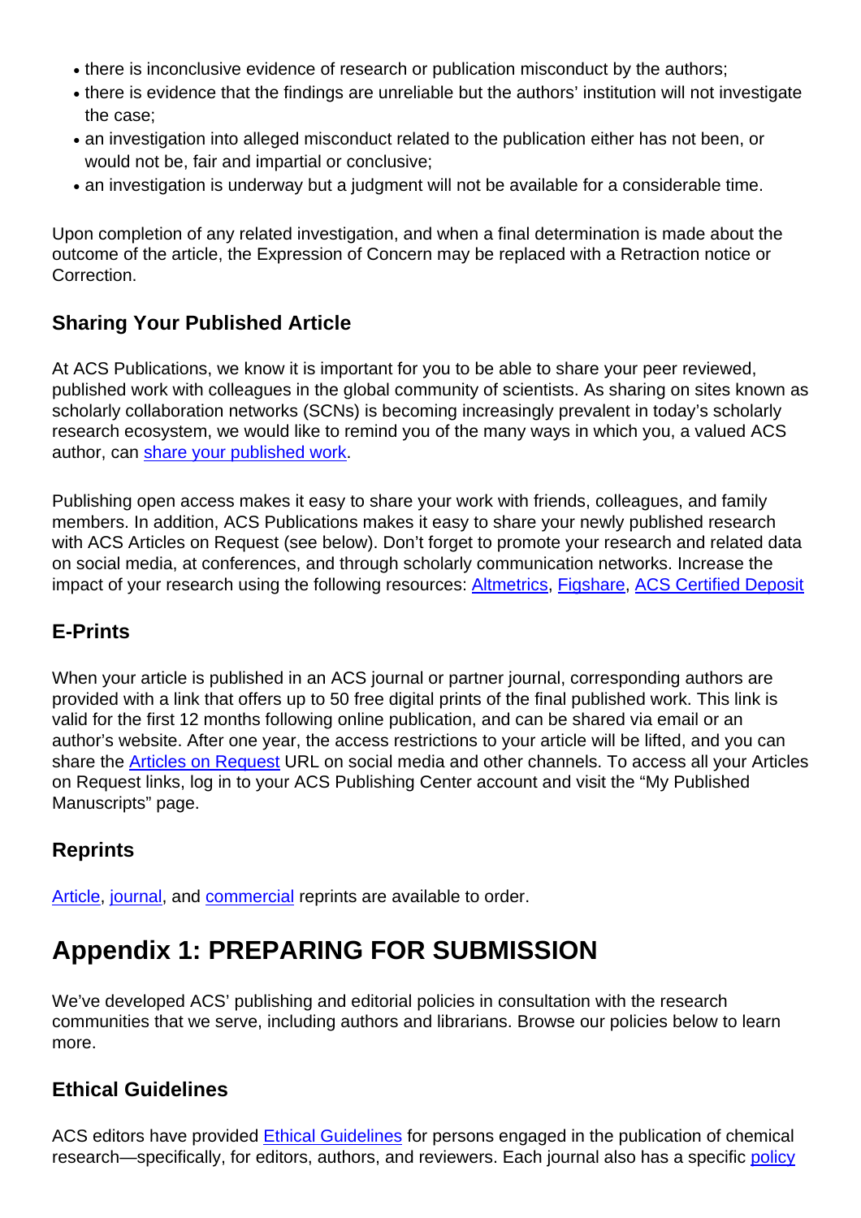- there is inconclusive evidence of research or publication misconduct by the authors;
- there is evidence that the findings are unreliable but the authors' institution will not investigate the case;
- an investigation into alleged misconduct related to the publication either has not been, or would not be, fair and impartial or conclusive;
- an investigation is underway but a judgment will not be available for a considerable time.

Upon completion of any related investigation, and when a final determination is made about the outcome of the article, the Expression of Concern may be replaced with a Retraction notice or Correction.

### Sharing Your Published Article

At ACS Publications, we know it is important for you to be able to share your peer reviewed, published work with colleagues in the global community of scientists. As sharing on sites known as scholarly collaboration networks (SCNs) is becoming increasingly prevalent in today's scholarly research ecosystem, we would like to remind you of the many ways in which you, a valued ACS author, can share your published work.

Publishing open access makes it easy to share your work with friends, colleagues, and family members. In addition, ACS Publications makes it easy to share your newly published research with ACS Articles on Request (see below). Don't forget to promote your research and related data on social media, at conferences, and through scholarly communication networks. Increase the impact of your research using the following resources: Altmetrics, Figshare, ACS Certified Deposit

### E-Prints

When your article is published in an ACS journal or partner journal, corresponding authors are provided with a link that offers up to 50 free digital prints of the final published work. This link is valid for the first 12 months following online publication, and can be shared via email or an author's website. After one year, the access restrictions to your article will be lifted, and you can share the Articles on Request URL on social media and other channels. To access all your Articles on Request links, log in to your ACS Publishing Center account and visit the "My Published Manuscripts" page.

### Reprints

Article, journal, and commercial reprints are available to order.

## Appendix 1: PREPARING FOR SUBMISSION

We've developed ACS' publishing and editorial policies in consultation with the research communities that we serve, including authors and librarians. Browse our policies below to learn more.

### Ethical Guidelines

ACS editors have provided Ethical Guidelines for persons engaged in the publication of chemical research—specifically, for editors, authors, and reviewers. Each journal also has a specific policy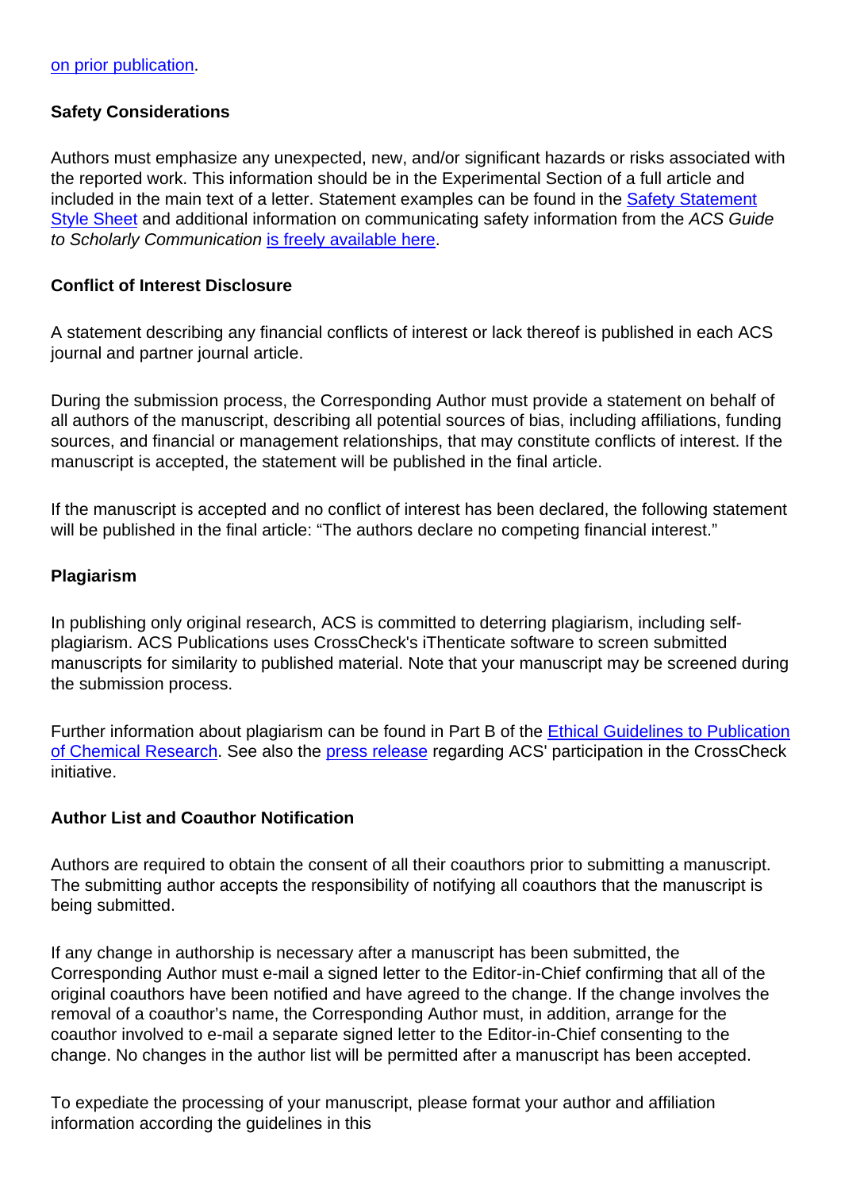[on prior publication](#).

**Safety Considerations**

Authors must emphasize any unexpected, new, and/or significant hazards or risks associated with the reported work. This information should be in the Experimental Section of a full article and included in the main text of a letter. Statement examples can be found in the [Safety Statement Style Sheet](#) and additional information on communicating safety information from the *ACS Guide to Scholarly Communication* [is freely available here](#).

**Conflict of Interest Disclosure**

A statement describing any financial conflicts of interest or lack thereof is published in each ACS journal and partner journal article.

During the submission process, the Corresponding Author must provide a statement on behalf of all authors of the manuscript, describing all potential sources of bias, including affiliations, funding sources, and financial or management relationships, that may constitute conflicts of interest. If the manuscript is accepted, the statement will be published in the final article.

If the manuscript is accepted and no conflict of interest has been declared, the following statement will be published in the final article: "The authors declare no competing financial interest."

**Plagiarism**

In publishing only original research, ACS is committed to deterring plagiarism, including self-plagiarism. ACS Publications uses CrossCheck's iThenticate software to screen submitted manuscripts for similarity to published material. Note that your manuscript may be screened during the submission process.

Further information about plagiarism can be found in Part B of the [Ethical Guidelines to Publication of Chemical Research](#). See also the [press release](#) regarding ACS' participation in the CrossCheck initiative.

**Author List and Coauthor Notification**

Authors are required to obtain the consent of all their coauthors prior to submitting a manuscript. The submitting author accepts the responsibility of notifying all coauthors that the manuscript is being submitted.

If any change in authorship is necessary after a manuscript has been submitted, the Corresponding Author must e-mail a signed letter to the Editor-in-Chief confirming that all of the original coauthors have been notified and have agreed to the change. If the change involves the removal of a coauthor's name, the Corresponding Author must, in addition, arrange for the coauthor involved to e-mail a separate signed letter to the Editor-in-Chief consenting to the change. No changes in the author list will be permitted after a manuscript has been accepted.

To expediate the processing of your manuscript, please format your author and affiliation information according the guidelines in this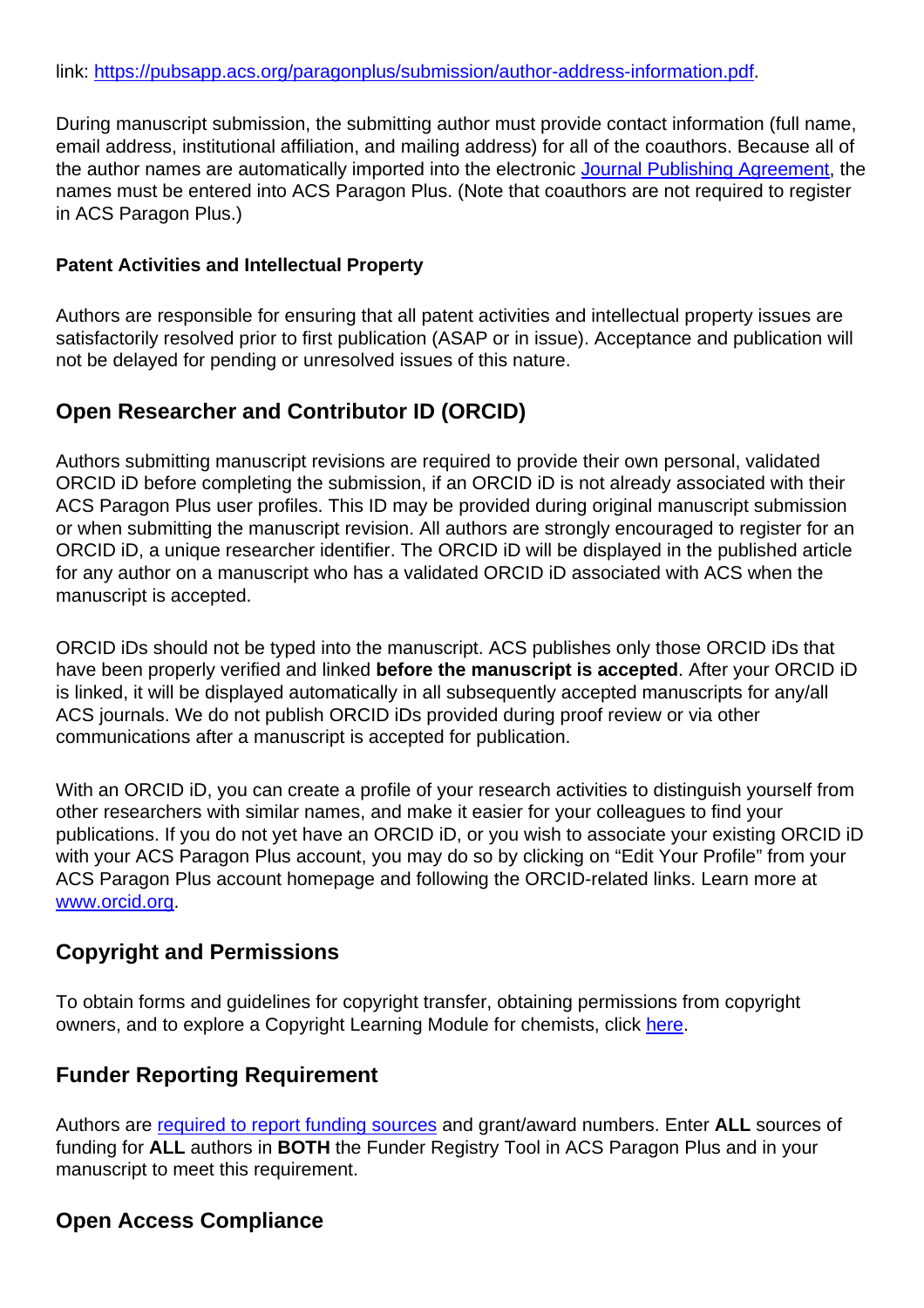link: https://pubsapp.acs.org/paragonplus/submission/author-address-information.pdf.

During manuscript submission, the submitting author must provide contact information (full name, email address, institutional affiliation, and mailing address) for all of the coauthors. Because all of the author names are automatically imported into the electronic Journal Publishing Agreement, the names must be entered into ACS Paragon Plus. (Note that coauthors are not required to register in ACS Paragon Plus.)

**Patent Activities and Intellectual Property**

Authors are responsible for ensuring that all patent activities and intellectual property issues are satisfactorily resolved prior to first publication (ASAP or in issue). Acceptance and publication will not be delayed for pending or unresolved issues of this nature.

## Open Researcher and Contributor ID (ORCID)

Authors submitting manuscript revisions are required to provide their own personal, validated ORCID iD before completing the submission, if an ORCID iD is not already associated with their ACS Paragon Plus user profiles. This ID may be provided during original manuscript submission or when submitting the manuscript revision. All authors are strongly encouraged to register for an ORCID iD, a unique researcher identifier. The ORCID iD will be displayed in the published article for any author on a manuscript who has a validated ORCID iD associated with ACS when the manuscript is accepted.

ORCID iDs should not be typed into the manuscript. ACS publishes only those ORCID iDs that have been properly verified and linked **before the manuscript is accepted**. After your ORCID iD is linked, it will be displayed automatically in all subsequently accepted manuscripts for any/all ACS journals. We do not publish ORCID iDs provided during proof review or via other communications after a manuscript is accepted for publication.

With an ORCID iD, you can create a profile of your research activities to distinguish yourself from other researchers with similar names, and make it easier for your colleagues to find your publications. If you do not yet have an ORCID iD, or you wish to associate your existing ORCID iD with your ACS Paragon Plus account, you may do so by clicking on "Edit Your Profile" from your ACS Paragon Plus account homepage and following the ORCID-related links. Learn more at www.orcid.org.

## Copyright and Permissions

To obtain forms and guidelines for copyright transfer, obtaining permissions from copyright owners, and to explore a Copyright Learning Module for chemists, click here.

## Funder Reporting Requirement

Authors are required to report funding sources and grant/award numbers. Enter **ALL** sources of funding for **ALL** authors in **BOTH** the Funder Registry Tool in ACS Paragon Plus and in your manuscript to meet this requirement.

## Open Access Compliance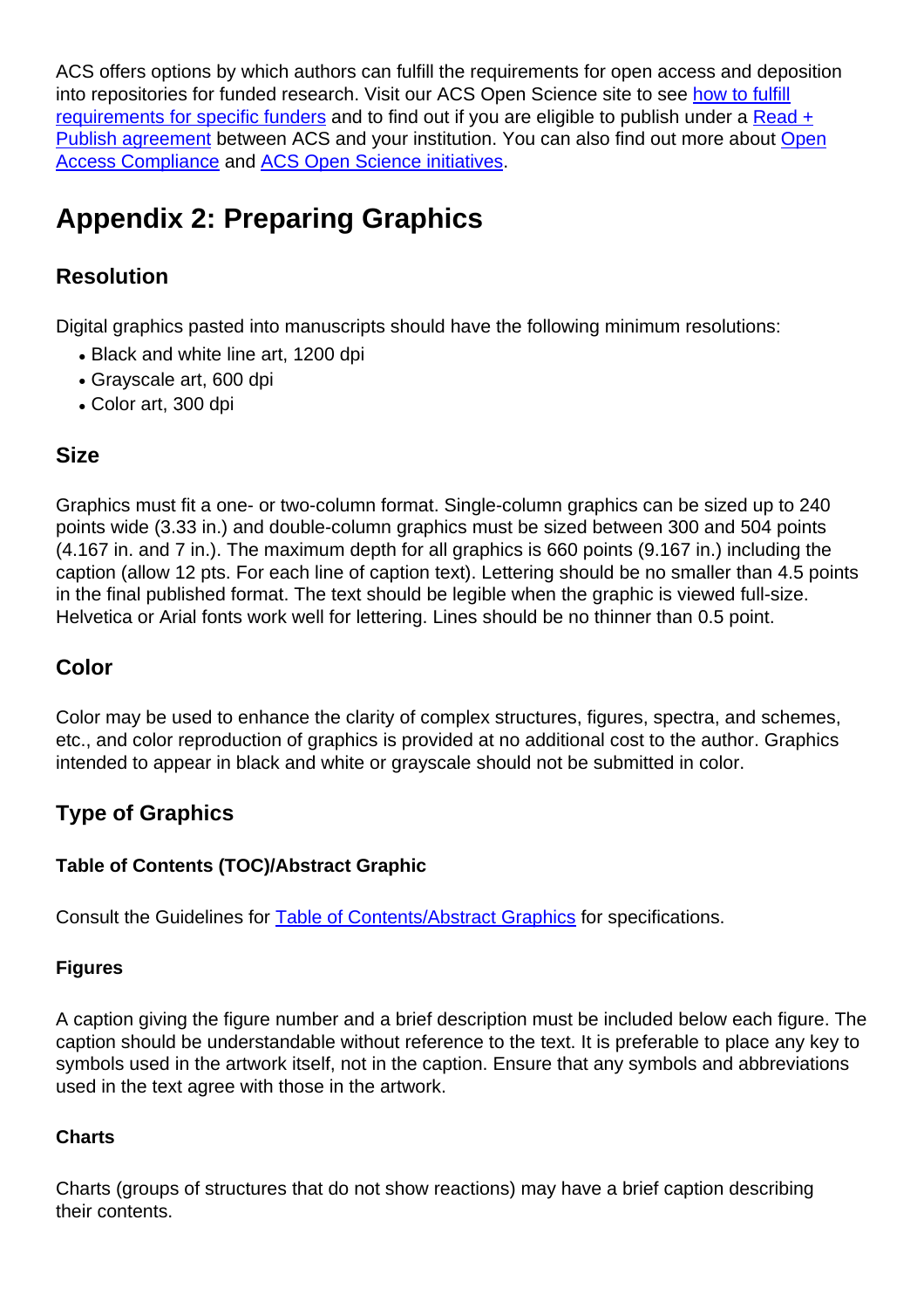ACS offers options by which authors can fulfill the requirements for open access and deposition into repositories for funded research. Visit our ACS Open Science site to see how to fulfill requirements for specific funders and to find out if you are eligible to publish under a Read + Publish agreement between ACS and your institution. You can also find out more about Open Access Compliance and ACS Open Science initiatives.

## Appendix 2: Preparing Graphics

### Resolution

Digital graphics pasted into manuscripts should have the following minimum resolutions:

- Black and white line art, 1200 dpi
- Grayscale art, 600 dpi
- Color art, 300 dpi

### Size

Graphics must fit a one- or two-column format. Single-column graphics can be sized up to 240 points wide (3.33 in.) and double-column graphics must be sized between 300 and 504 points (4.167 in. and 7 in.). The maximum depth for all graphics is 660 points (9.167 in.) including the caption (allow 12 pts. For each line of caption text). Lettering should be no smaller than 4.5 points in the final published format. The text should be legible when the graphic is viewed full-size. Helvetica or Arial fonts work well for lettering. Lines should be no thinner than 0.5 point.

### Color

Color may be used to enhance the clarity of complex structures, figures, spectra, and schemes, etc., and color reproduction of graphics is provided at no additional cost to the author. Graphics intended to appear in black and white or grayscale should not be submitted in color.

### Type of Graphics

#### Table of Contents (TOC)/Abstract Graphic

Consult the Guidelines for Table of Contents/Abstract Graphics for specifications.

#### Figures

A caption giving the figure number and a brief description must be included below each figure. The caption should be understandable without reference to the text. It is preferable to place any key to symbols used in the artwork itself, not in the caption. Ensure that any symbols and abbreviations used in the text agree with those in the artwork.

#### Charts

Charts (groups of structures that do not show reactions) may have a brief caption describing their contents.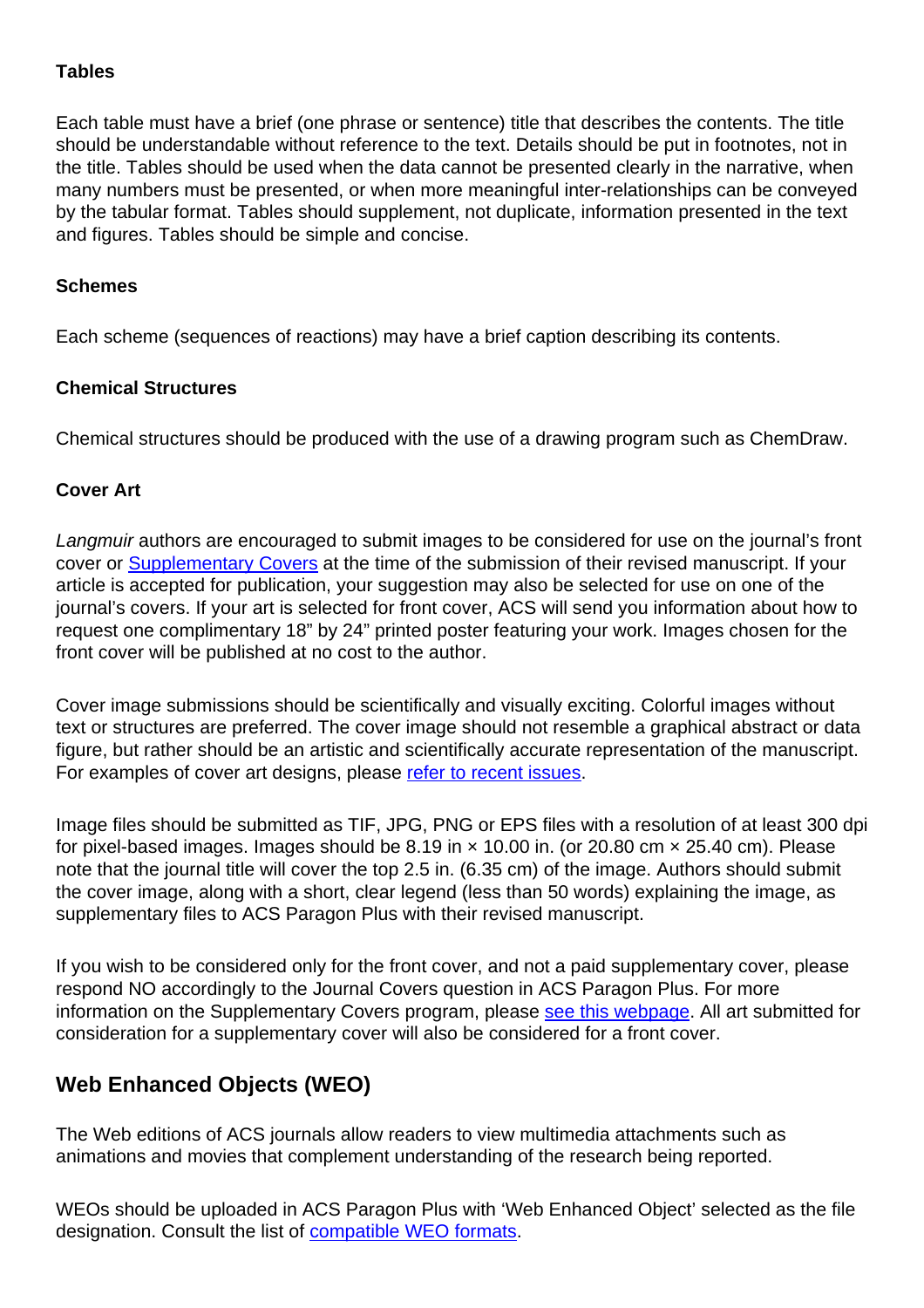### Tables

Each table must have a brief (one phrase or sentence) title that describes the contents. The title should be understandable without reference to the text. Details should be put in footnotes, not in the title. Tables should be used when the data cannot be presented clearly in the narrative, when many numbers must be presented, or when more meaningful inter-relationships can be conveyed by the tabular format. Tables should supplement, not duplicate, information presented in the text and figures. Tables should be simple and concise.

### Schemes

Each scheme (sequences of reactions) may have a brief caption describing its contents.

### Chemical Structures

Chemical structures should be produced with the use of a drawing program such as ChemDraw.

### Cover Art

*Langmuir* authors are encouraged to submit images to be considered for use on the journal's front cover or Supplementary Covers at the time of the submission of their revised manuscript. If your article is accepted for publication, your suggestion may also be selected for use on one of the journal's covers. If your art is selected for front cover, ACS will send you information about how to request one complimentary 18" by 24" printed poster featuring your work. Images chosen for the front cover will be published at no cost to the author.

Cover image submissions should be scientifically and visually exciting. Colorful images without text or structures are preferred. The cover image should not resemble a graphical abstract or data figure, but rather should be an artistic and scientifically accurate representation of the manuscript. For examples of cover art designs, please refer to recent issues.

Image files should be submitted as TIF, JPG, PNG or EPS files with a resolution of at least 300 dpi for pixel-based images. Images should be 8.19 in × 10.00 in. (or 20.80 cm × 25.40 cm). Please note that the journal title will cover the top 2.5 in. (6.35 cm) of the image. Authors should submit the cover image, along with a short, clear legend (less than 50 words) explaining the image, as supplementary files to ACS Paragon Plus with their revised manuscript.

If you wish to be considered only for the front cover, and not a paid supplementary cover, please respond NO accordingly to the Journal Covers question in ACS Paragon Plus. For more information on the Supplementary Covers program, please see this webpage. All art submitted for consideration for a supplementary cover will also be considered for a front cover.

## Web Enhanced Objects (WEO)

The Web editions of ACS journals allow readers to view multimedia attachments such as animations and movies that complement understanding of the research being reported.

WEOs should be uploaded in ACS Paragon Plus with 'Web Enhanced Object' selected as the file designation. Consult the list of compatible WEO formats.